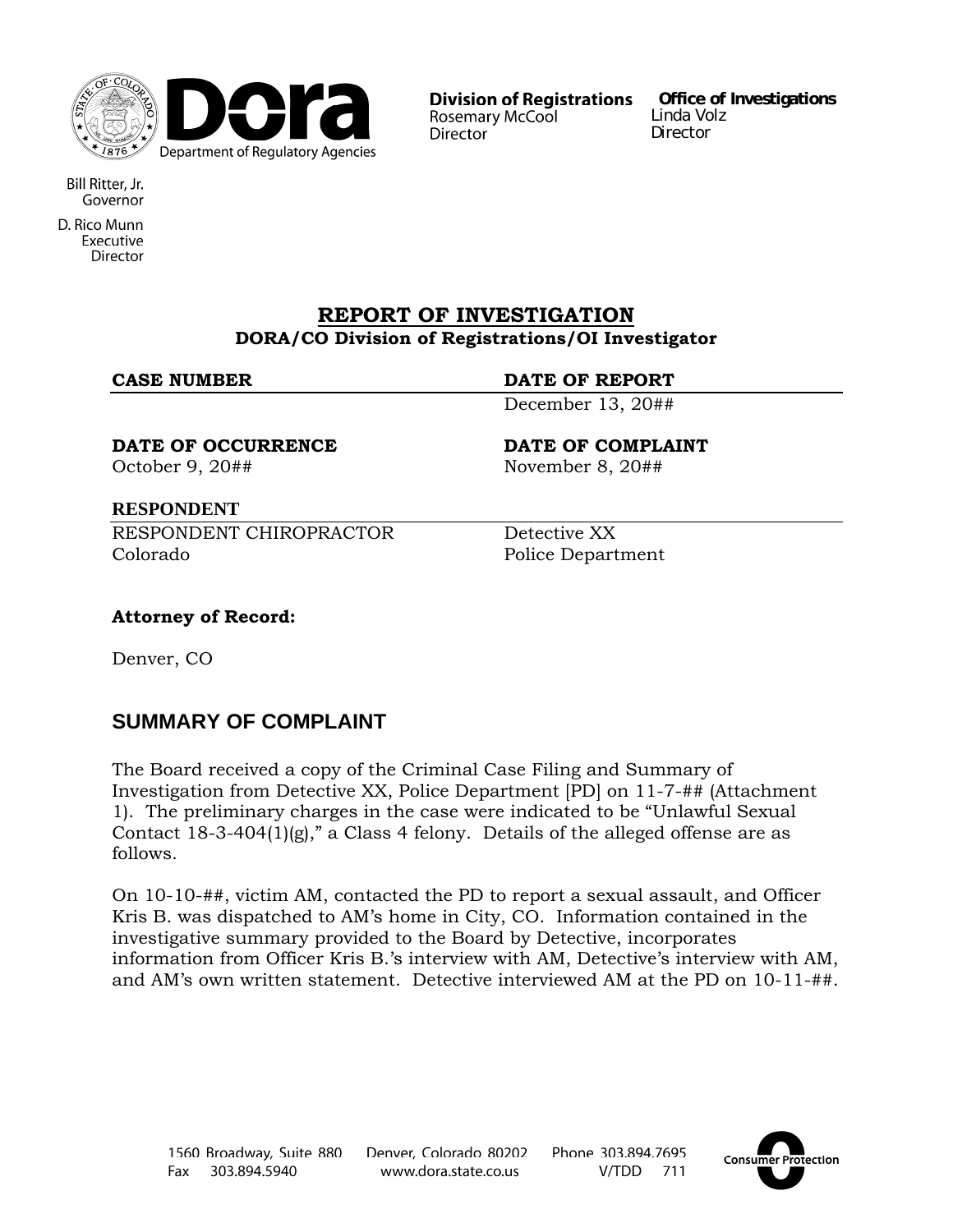Dora
Department of Regulatory Agencies

Bill Ritter, Jr.
Governor

D. Rico Munn
Executive
Director

**Division of Registrations**
Rosemary McCool
Director

**Office of Investigations**
Linda Volz
Director

# REPORT OF INVESTIGATION

**DORA/CO Division of Registrations/OI Investigator**

| **CASE NUMBER** | **DATE OF REPORT** |
|---|---|
| | December 13, 20## |

| **DATE OF OCCURRENCE** | **DATE OF COMPLAINT** |
|---|---|
| October 9, 20## | November 8, 20## |

| **RESPONDENT** | |
|---|---|
| RESPONDENT CHIROPRACTOR | Detective XX |
| Colorado | Police Department |

**Attorney of Record:**

Denver, CO

## SUMMARY OF COMPLAINT

The Board received a copy of the Criminal Case Filing and Summary of Investigation from Detective XX, Police Department [PD] on 11-7-## (Attachment 1). The preliminary charges in the case were indicated to be "Unlawful Sexual Contact 18-3-404(1)(g)," a Class 4 felony. Details of the alleged offense are as follows.

On 10-10-##, victim AM, contacted the PD to report a sexual assault, and Officer Kris B. was dispatched to AM's home in City, CO. Information contained in the investigative summary provided to the Board by Detective, incorporates information from Officer Kris B.'s interview with AM, Detective's interview with AM, and AM's own written statement. Detective interviewed AM at the PD on 10-11-##.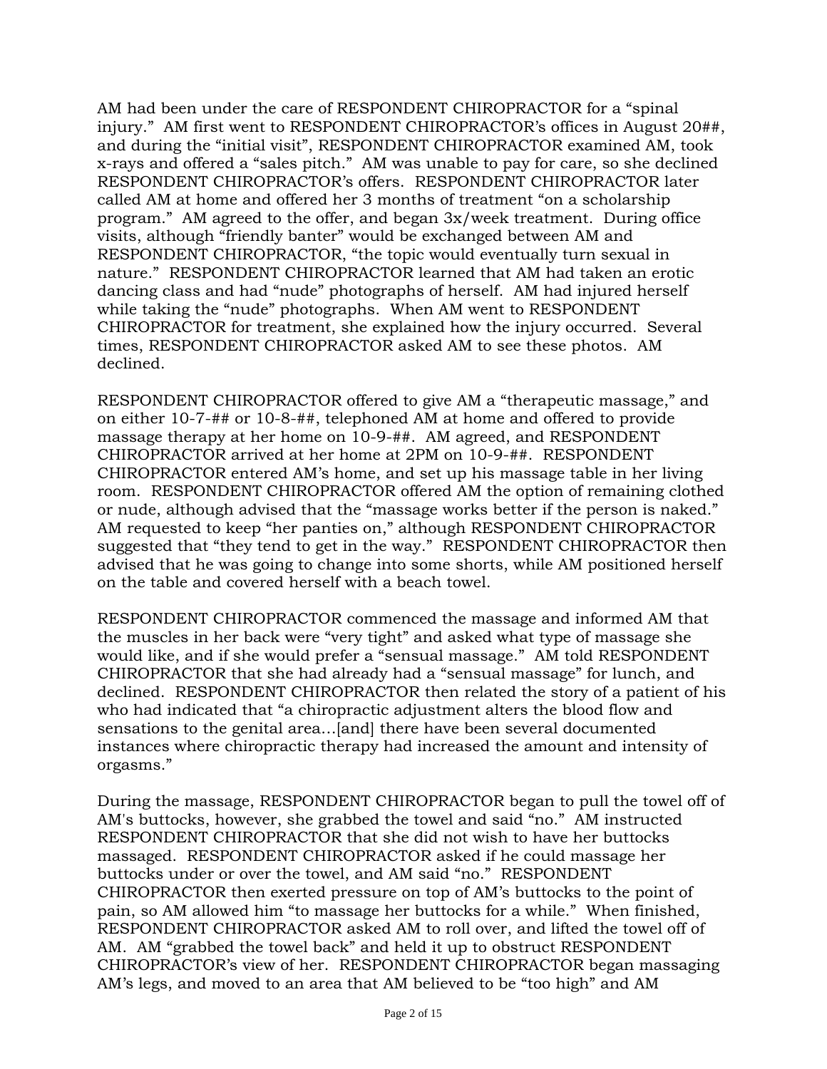AM had been under the care of RESPONDENT CHIROPRACTOR for a "spinal injury." AM first went to RESPONDENT CHIROPRACTOR's offices in August 20##, and during the "initial visit", RESPONDENT CHIROPRACTOR examined AM, took x-rays and offered a "sales pitch." AM was unable to pay for care, so she declined RESPONDENT CHIROPRACTOR's offers. RESPONDENT CHIROPRACTOR later called AM at home and offered her 3 months of treatment "on a scholarship program." AM agreed to the offer, and began 3x/week treatment. During office visits, although "friendly banter" would be exchanged between AM and RESPONDENT CHIROPRACTOR, "the topic would eventually turn sexual in nature." RESPONDENT CHIROPRACTOR learned that AM had taken an erotic dancing class and had "nude" photographs of herself. AM had injured herself while taking the "nude" photographs. When AM went to RESPONDENT CHIROPRACTOR for treatment, she explained how the injury occurred. Several times, RESPONDENT CHIROPRACTOR asked AM to see these photos. AM declined.

RESPONDENT CHIROPRACTOR offered to give AM a "therapeutic massage," and on either 10-7-## or 10-8-##, telephoned AM at home and offered to provide massage therapy at her home on 10-9-##. AM agreed, and RESPONDENT CHIROPRACTOR arrived at her home at 2PM on 10-9-##. RESPONDENT CHIROPRACTOR entered AM's home, and set up his massage table in her living room. RESPONDENT CHIROPRACTOR offered AM the option of remaining clothed or nude, although advised that the "massage works better if the person is naked." AM requested to keep "her panties on," although RESPONDENT CHIROPRACTOR suggested that "they tend to get in the way." RESPONDENT CHIROPRACTOR then advised that he was going to change into some shorts, while AM positioned herself on the table and covered herself with a beach towel.

RESPONDENT CHIROPRACTOR commenced the massage and informed AM that the muscles in her back were "very tight" and asked what type of massage she would like, and if she would prefer a "sensual massage." AM told RESPONDENT CHIROPRACTOR that she had already had a "sensual massage" for lunch, and declined. RESPONDENT CHIROPRACTOR then related the story of a patient of his who had indicated that "a chiropractic adjustment alters the blood flow and sensations to the genital area…[and] there have been several documented instances where chiropractic therapy had increased the amount and intensity of orgasms."

During the massage, RESPONDENT CHIROPRACTOR began to pull the towel off of AM's buttocks, however, she grabbed the towel and said "no." AM instructed RESPONDENT CHIROPRACTOR that she did not wish to have her buttocks massaged. RESPONDENT CHIROPRACTOR asked if he could massage her buttocks under or over the towel, and AM said "no." RESPONDENT CHIROPRACTOR then exerted pressure on top of AM's buttocks to the point of pain, so AM allowed him "to massage her buttocks for a while." When finished, RESPONDENT CHIROPRACTOR asked AM to roll over, and lifted the towel off of AM. AM "grabbed the towel back" and held it up to obstruct RESPONDENT CHIROPRACTOR's view of her. RESPONDENT CHIROPRACTOR began massaging AM's legs, and moved to an area that AM believed to be "too high" and AM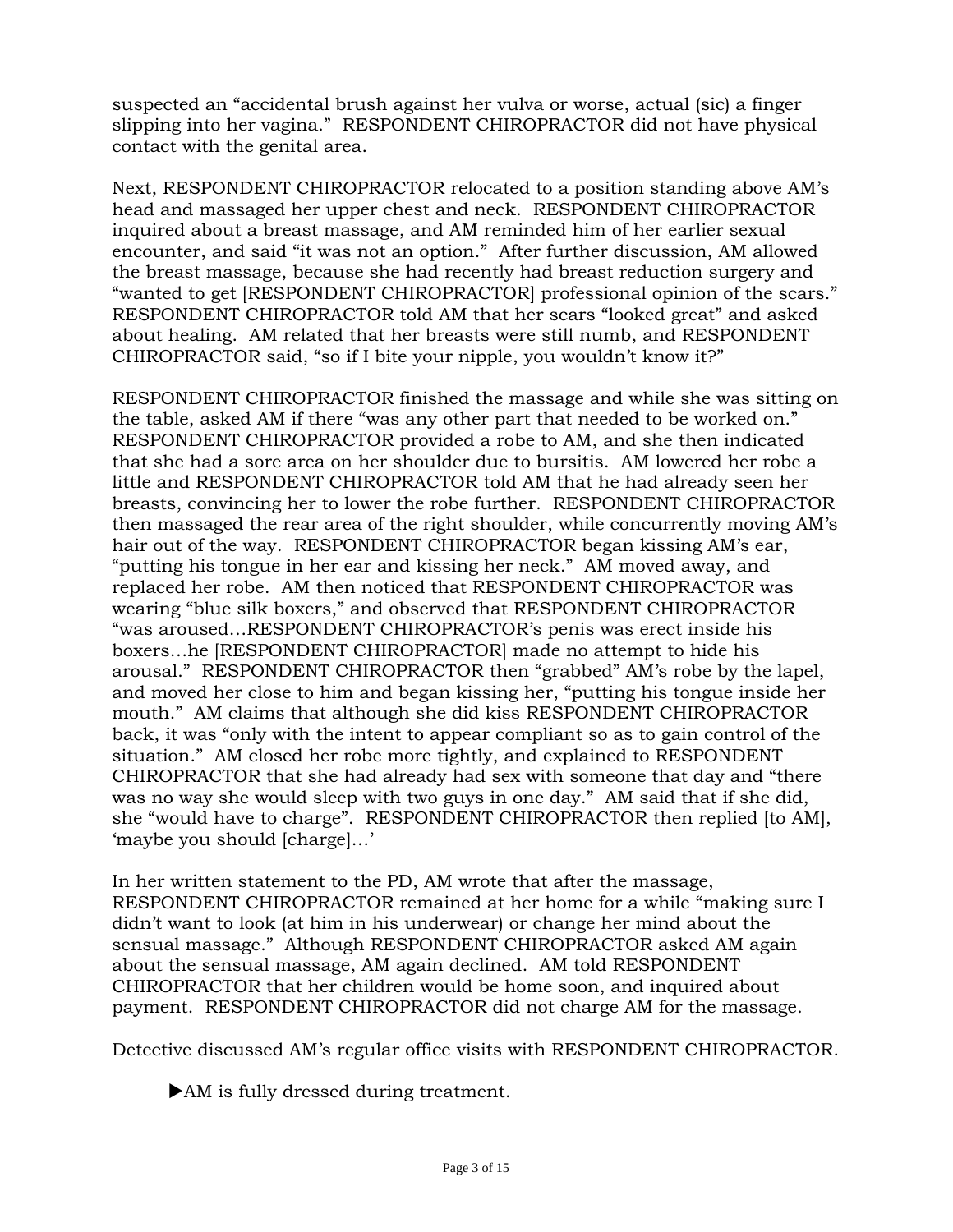suspected an "accidental brush against her vulva or worse, actual (sic) a finger slipping into her vagina." RESPONDENT CHIROPRACTOR did not have physical contact with the genital area.

Next, RESPONDENT CHIROPRACTOR relocated to a position standing above AM's head and massaged her upper chest and neck. RESPONDENT CHIROPRACTOR inquired about a breast massage, and AM reminded him of her earlier sexual encounter, and said "it was not an option." After further discussion, AM allowed the breast massage, because she had recently had breast reduction surgery and "wanted to get [RESPONDENT CHIROPRACTOR] professional opinion of the scars." RESPONDENT CHIROPRACTOR told AM that her scars "looked great" and asked about healing. AM related that her breasts were still numb, and RESPONDENT CHIROPRACTOR said, "so if I bite your nipple, you wouldn't know it?"

RESPONDENT CHIROPRACTOR finished the massage and while she was sitting on the table, asked AM if there "was any other part that needed to be worked on." RESPONDENT CHIROPRACTOR provided a robe to AM, and she then indicated that she had a sore area on her shoulder due to bursitis. AM lowered her robe a little and RESPONDENT CHIROPRACTOR told AM that he had already seen her breasts, convincing her to lower the robe further. RESPONDENT CHIROPRACTOR then massaged the rear area of the right shoulder, while concurrently moving AM's hair out of the way. RESPONDENT CHIROPRACTOR began kissing AM's ear, "putting his tongue in her ear and kissing her neck." AM moved away, and replaced her robe. AM then noticed that RESPONDENT CHIROPRACTOR was wearing "blue silk boxers," and observed that RESPONDENT CHIROPRACTOR "was aroused…RESPONDENT CHIROPRACTOR's penis was erect inside his boxers…he [RESPONDENT CHIROPRACTOR] made no attempt to hide his arousal." RESPONDENT CHIROPRACTOR then "grabbed" AM's robe by the lapel, and moved her close to him and began kissing her, "putting his tongue inside her mouth." AM claims that although she did kiss RESPONDENT CHIROPRACTOR back, it was "only with the intent to appear compliant so as to gain control of the situation." AM closed her robe more tightly, and explained to RESPONDENT CHIROPRACTOR that she had already had sex with someone that day and "there was no way she would sleep with two guys in one day." AM said that if she did, she "would have to charge". RESPONDENT CHIROPRACTOR then replied [to AM], 'maybe you should [charge]…'

In her written statement to the PD, AM wrote that after the massage, RESPONDENT CHIROPRACTOR remained at her home for a while "making sure I didn't want to look (at him in his underwear) or change her mind about the sensual massage." Although RESPONDENT CHIROPRACTOR asked AM again about the sensual massage, AM again declined. AM told RESPONDENT CHIROPRACTOR that her children would be home soon, and inquired about payment. RESPONDENT CHIROPRACTOR did not charge AM for the massage.

Detective discussed AM's regular office visits with RESPONDENT CHIROPRACTOR.

- ▶AM is fully dressed during treatment.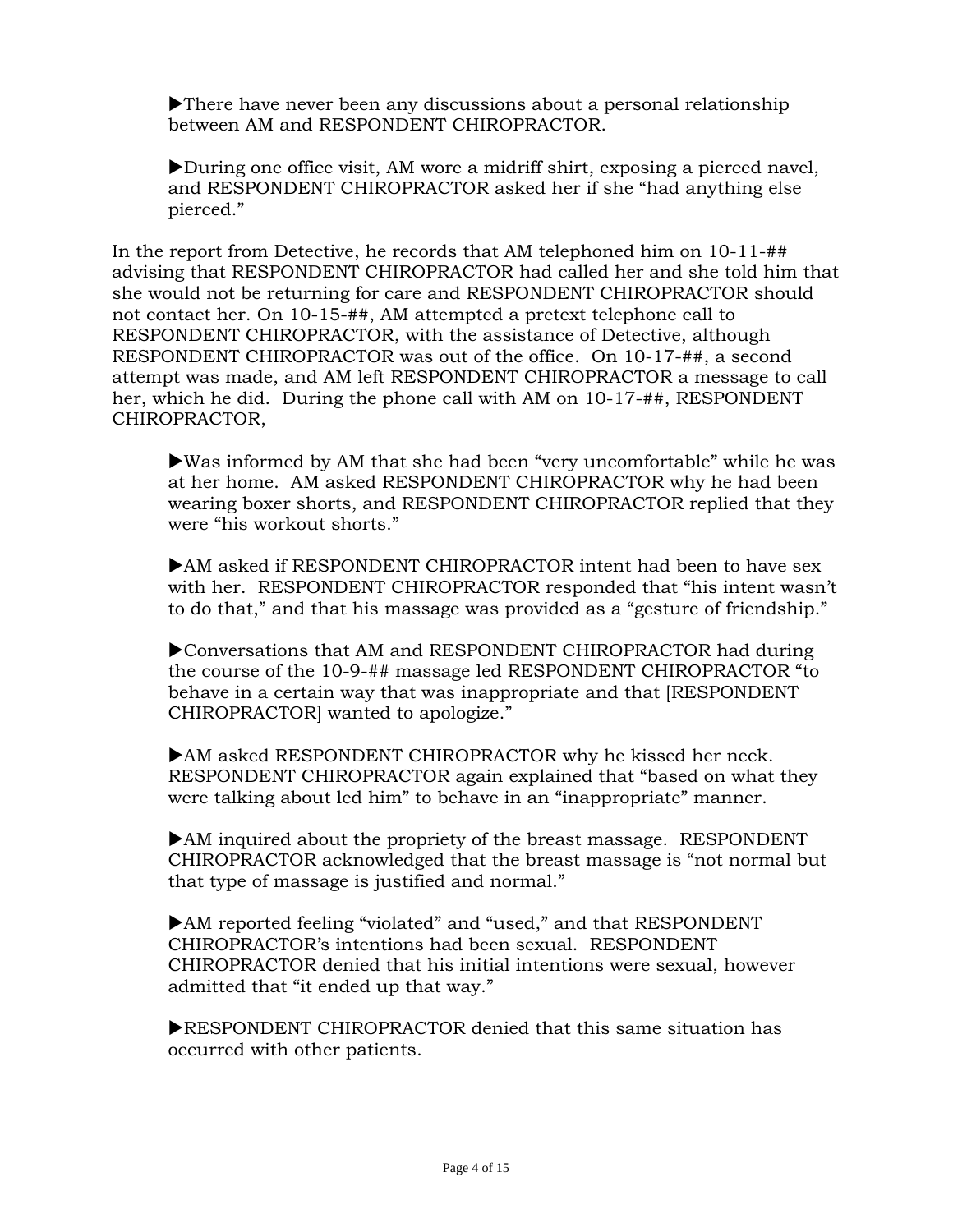▶There have never been any discussions about a personal relationship between AM and RESPONDENT CHIROPRACTOR.

▶During one office visit, AM wore a midriff shirt, exposing a pierced navel, and RESPONDENT CHIROPRACTOR asked her if she "had anything else pierced."

In the report from Detective, he records that AM telephoned him on 10-11-## advising that RESPONDENT CHIROPRACTOR had called her and she told him that she would not be returning for care and RESPONDENT CHIROPRACTOR should not contact her. On 10-15-##, AM attempted a pretext telephone call to RESPONDENT CHIROPRACTOR, with the assistance of Detective, although RESPONDENT CHIROPRACTOR was out of the office. On 10-17-##, a second attempt was made, and AM left RESPONDENT CHIROPRACTOR a message to call her, which he did. During the phone call with AM on 10-17-##, RESPONDENT CHIROPRACTOR,

▶Was informed by AM that she had been "very uncomfortable" while he was at her home. AM asked RESPONDENT CHIROPRACTOR why he had been wearing boxer shorts, and RESPONDENT CHIROPRACTOR replied that they were "his workout shorts."

▶AM asked if RESPONDENT CHIROPRACTOR intent had been to have sex with her. RESPONDENT CHIROPRACTOR responded that "his intent wasn't to do that," and that his massage was provided as a "gesture of friendship."

▶Conversations that AM and RESPONDENT CHIROPRACTOR had during the course of the 10-9-## massage led RESPONDENT CHIROPRACTOR "to behave in a certain way that was inappropriate and that [RESPONDENT CHIROPRACTOR] wanted to apologize."

▶AM asked RESPONDENT CHIROPRACTOR why he kissed her neck. RESPONDENT CHIROPRACTOR again explained that "based on what they were talking about led him" to behave in an "inappropriate" manner.

▶AM inquired about the propriety of the breast massage. RESPONDENT CHIROPRACTOR acknowledged that the breast massage is "not normal but that type of massage is justified and normal."

▶AM reported feeling "violated" and "used," and that RESPONDENT CHIROPRACTOR's intentions had been sexual. RESPONDENT CHIROPRACTOR denied that his initial intentions were sexual, however admitted that "it ended up that way."

▶RESPONDENT CHIROPRACTOR denied that this same situation has occurred with other patients.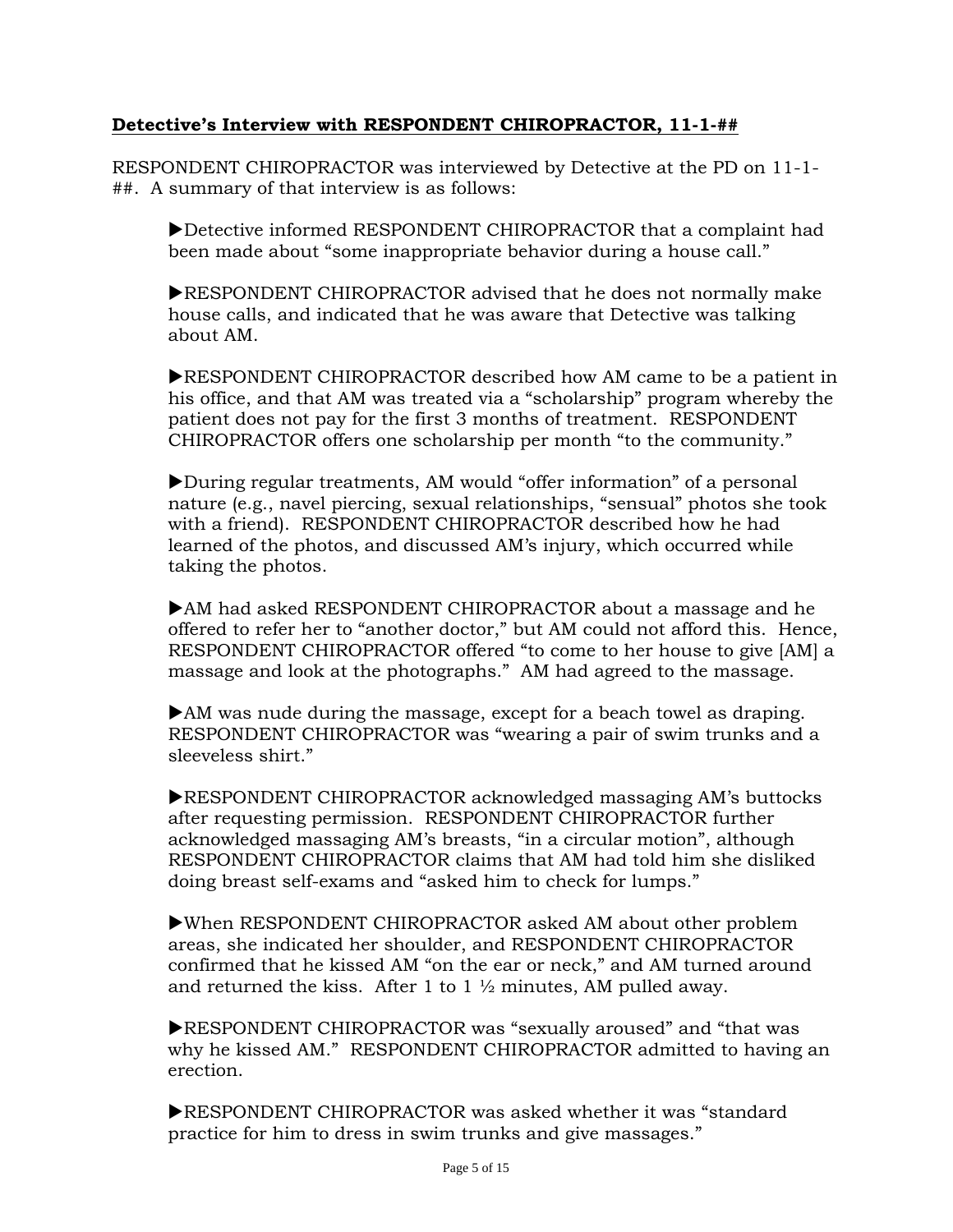**Detective's Interview with RESPONDENT CHIROPRACTOR, 11-1-##**

RESPONDENT CHIROPRACTOR was interviewed by Detective at the PD on 11-1-##. A summary of that interview is as follows:

▶Detective informed RESPONDENT CHIROPRACTOR that a complaint had been made about "some inappropriate behavior during a house call."

▶RESPONDENT CHIROPRACTOR advised that he does not normally make house calls, and indicated that he was aware that Detective was talking about AM.

▶RESPONDENT CHIROPRACTOR described how AM came to be a patient in his office, and that AM was treated via a "scholarship" program whereby the patient does not pay for the first 3 months of treatment. RESPONDENT CHIROPRACTOR offers one scholarship per month "to the community."

▶During regular treatments, AM would "offer information" of a personal nature (e.g., navel piercing, sexual relationships, "sensual" photos she took with a friend). RESPONDENT CHIROPRACTOR described how he had learned of the photos, and discussed AM's injury, which occurred while taking the photos.

▶AM had asked RESPONDENT CHIROPRACTOR about a massage and he offered to refer her to "another doctor," but AM could not afford this. Hence, RESPONDENT CHIROPRACTOR offered "to come to her house to give [AM] a massage and look at the photographs." AM had agreed to the massage.

▶AM was nude during the massage, except for a beach towel as draping. RESPONDENT CHIROPRACTOR was "wearing a pair of swim trunks and a sleeveless shirt."

▶RESPONDENT CHIROPRACTOR acknowledged massaging AM's buttocks after requesting permission. RESPONDENT CHIROPRACTOR further acknowledged massaging AM's breasts, "in a circular motion", although RESPONDENT CHIROPRACTOR claims that AM had told him she disliked doing breast self-exams and "asked him to check for lumps."

▶When RESPONDENT CHIROPRACTOR asked AM about other problem areas, she indicated her shoulder, and RESPONDENT CHIROPRACTOR confirmed that he kissed AM "on the ear or neck," and AM turned around and returned the kiss. After 1 to 1 ½ minutes, AM pulled away.

▶RESPONDENT CHIROPRACTOR was "sexually aroused" and "that was why he kissed AM." RESPONDENT CHIROPRACTOR admitted to having an erection.

▶RESPONDENT CHIROPRACTOR was asked whether it was "standard practice for him to dress in swim trunks and give massages."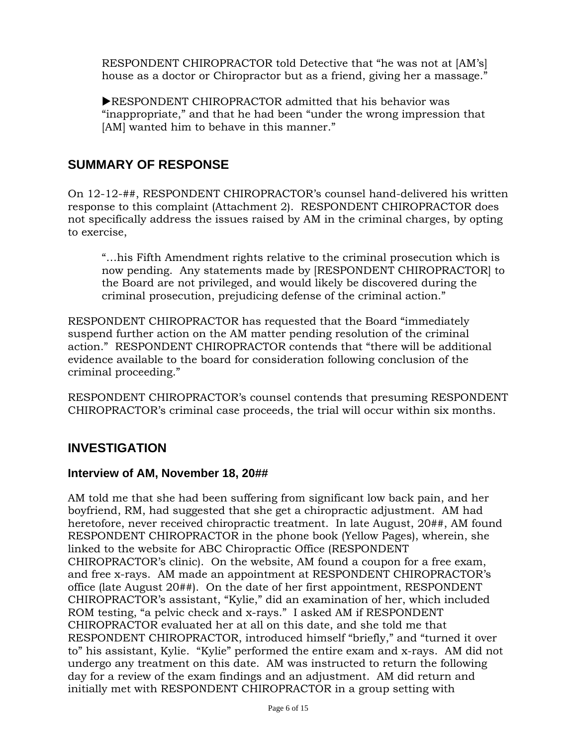RESPONDENT CHIROPRACTOR told Detective that "he was not at [AM's] house as a doctor or Chiropractor but as a friend, giving her a massage."

▶RESPONDENT CHIROPRACTOR admitted that his behavior was "inappropriate," and that he had been "under the wrong impression that [AM] wanted him to behave in this manner."

## SUMMARY OF RESPONSE

On 12-12-##, RESPONDENT CHIROPRACTOR's counsel hand-delivered his written response to this complaint (Attachment 2). RESPONDENT CHIROPRACTOR does not specifically address the issues raised by AM in the criminal charges, by opting to exercise,

> "…his Fifth Amendment rights relative to the criminal prosecution which is now pending. Any statements made by [RESPONDENT CHIROPRACTOR] to the Board are not privileged, and would likely be discovered during the criminal prosecution, prejudicing defense of the criminal action."

RESPONDENT CHIROPRACTOR has requested that the Board "immediately suspend further action on the AM matter pending resolution of the criminal action." RESPONDENT CHIROPRACTOR contends that "there will be additional evidence available to the board for consideration following conclusion of the criminal proceeding."

RESPONDENT CHIROPRACTOR's counsel contends that presuming RESPONDENT CHIROPRACTOR's criminal case proceeds, the trial will occur within six months.

## INVESTIGATION

### Interview of AM, November 18, 20##

AM told me that she had been suffering from significant low back pain, and her boyfriend, RM, had suggested that she get a chiropractic adjustment. AM had heretofore, never received chiropractic treatment. In late August, 20##, AM found RESPONDENT CHIROPRACTOR in the phone book (Yellow Pages), wherein, she linked to the website for ABC Chiropractic Office (RESPONDENT CHIROPRACTOR's clinic). On the website, AM found a coupon for a free exam, and free x-rays. AM made an appointment at RESPONDENT CHIROPRACTOR's office (late August 20##). On the date of her first appointment, RESPONDENT CHIROPRACTOR's assistant, "Kylie," did an examination of her, which included ROM testing, "a pelvic check and x-rays." I asked AM if RESPONDENT CHIROPRACTOR evaluated her at all on this date, and she told me that RESPONDENT CHIROPRACTOR, introduced himself "briefly," and "turned it over to" his assistant, Kylie. "Kylie" performed the entire exam and x-rays. AM did not undergo any treatment on this date. AM was instructed to return the following day for a review of the exam findings and an adjustment. AM did return and initially met with RESPONDENT CHIROPRACTOR in a group setting with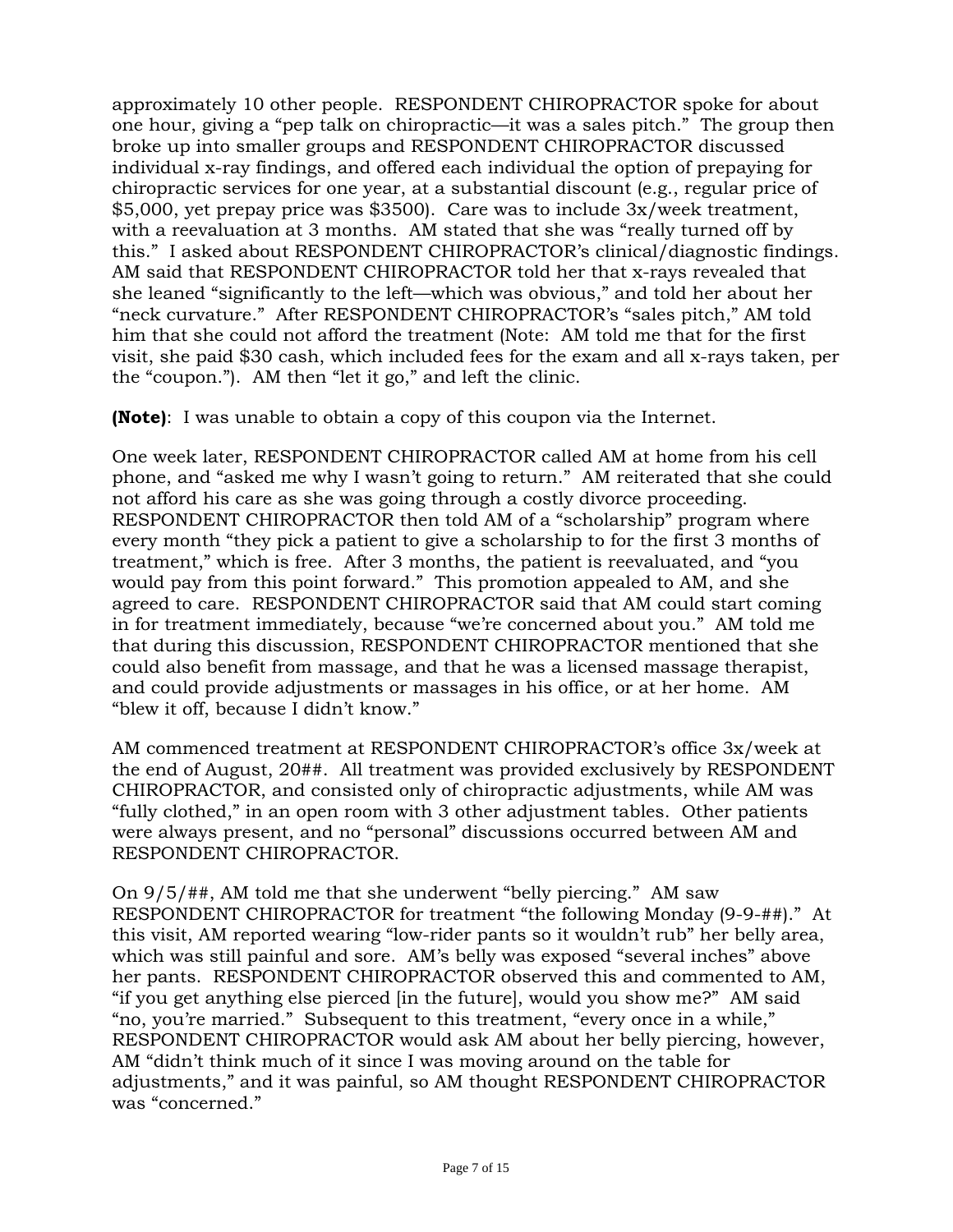approximately 10 other people. RESPONDENT CHIROPRACTOR spoke for about one hour, giving a "pep talk on chiropractic—it was a sales pitch." The group then broke up into smaller groups and RESPONDENT CHIROPRACTOR discussed individual x-ray findings, and offered each individual the option of prepaying for chiropractic services for one year, at a substantial discount (e.g., regular price of $5,000, yet prepay price was $3500). Care was to include 3x/week treatment, with a reevaluation at 3 months. AM stated that she was "really turned off by this." I asked about RESPONDENT CHIROPRACTOR's clinical/diagnostic findings. AM said that RESPONDENT CHIROPRACTOR told her that x-rays revealed that she leaned "significantly to the left—which was obvious," and told her about her "neck curvature." After RESPONDENT CHIROPRACTOR's "sales pitch," AM told him that she could not afford the treatment (Note: AM told me that for the first visit, she paid $30 cash, which included fees for the exam and all x-rays taken, per the "coupon."). AM then "let it go," and left the clinic.

**(Note)**: I was unable to obtain a copy of this coupon via the Internet.

One week later, RESPONDENT CHIROPRACTOR called AM at home from his cell phone, and "asked me why I wasn't going to return." AM reiterated that she could not afford his care as she was going through a costly divorce proceeding. RESPONDENT CHIROPRACTOR then told AM of a "scholarship" program where every month "they pick a patient to give a scholarship to for the first 3 months of treatment," which is free. After 3 months, the patient is reevaluated, and "you would pay from this point forward." This promotion appealed to AM, and she agreed to care. RESPONDENT CHIROPRACTOR said that AM could start coming in for treatment immediately, because "we're concerned about you." AM told me that during this discussion, RESPONDENT CHIROPRACTOR mentioned that she could also benefit from massage, and that he was a licensed massage therapist, and could provide adjustments or massages in his office, or at her home. AM "blew it off, because I didn't know."

AM commenced treatment at RESPONDENT CHIROPRACTOR's office 3x/week at the end of August, 20##. All treatment was provided exclusively by RESPONDENT CHIROPRACTOR, and consisted only of chiropractic adjustments, while AM was "fully clothed," in an open room with 3 other adjustment tables. Other patients were always present, and no "personal" discussions occurred between AM and RESPONDENT CHIROPRACTOR.

On 9/5/##, AM told me that she underwent "belly piercing." AM saw RESPONDENT CHIROPRACTOR for treatment "the following Monday (9-9-##)." At this visit, AM reported wearing "low-rider pants so it wouldn't rub" her belly area, which was still painful and sore. AM's belly was exposed "several inches" above her pants. RESPONDENT CHIROPRACTOR observed this and commented to AM, "if you get anything else pierced [in the future], would you show me?" AM said "no, you're married." Subsequent to this treatment, "every once in a while," RESPONDENT CHIROPRACTOR would ask AM about her belly piercing, however, AM "didn't think much of it since I was moving around on the table for adjustments," and it was painful, so AM thought RESPONDENT CHIROPRACTOR was "concerned."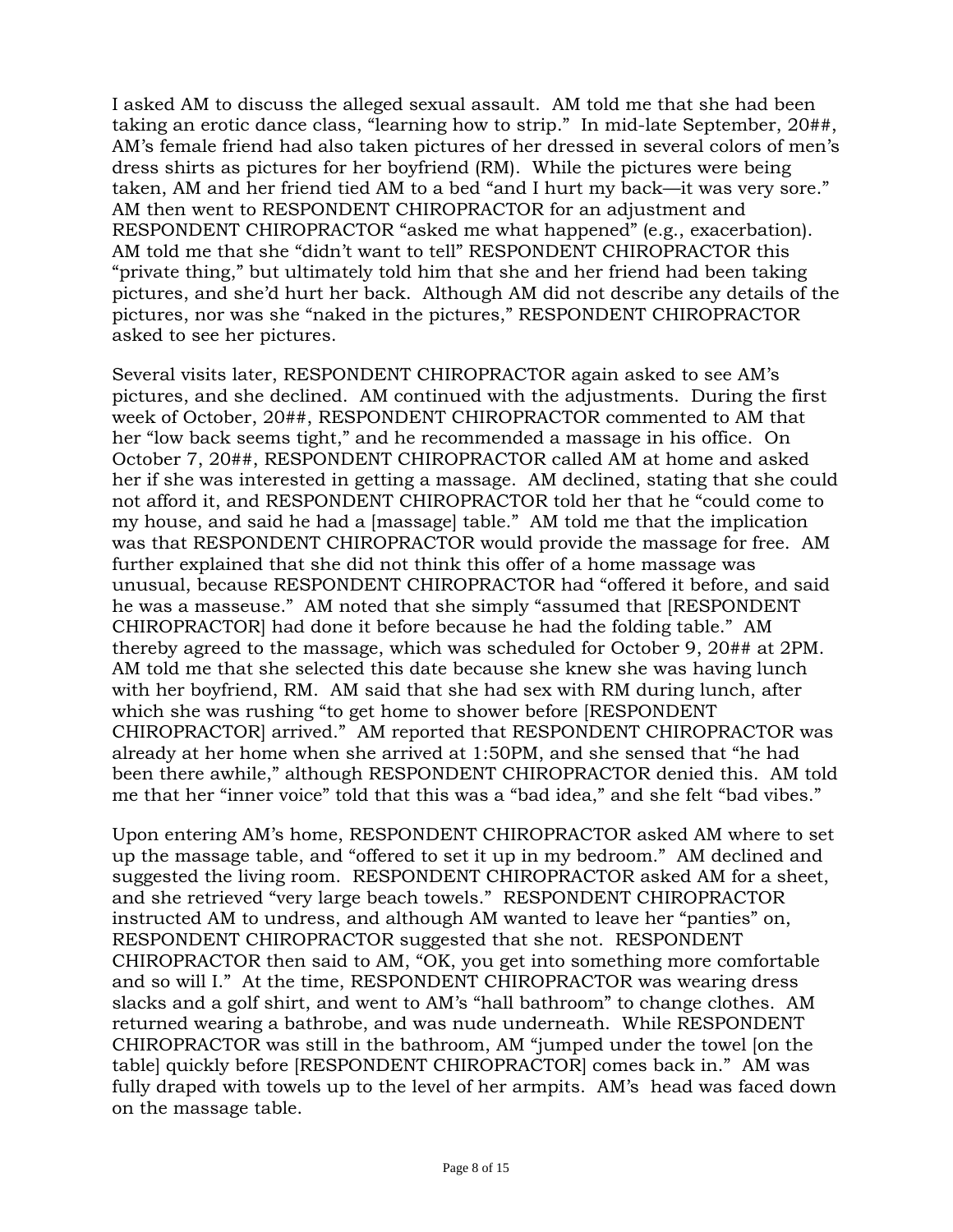I asked AM to discuss the alleged sexual assault. AM told me that she had been taking an erotic dance class, "learning how to strip." In mid-late September, 20##, AM's female friend had also taken pictures of her dressed in several colors of men's dress shirts as pictures for her boyfriend (RM). While the pictures were being taken, AM and her friend tied AM to a bed "and I hurt my back—it was very sore." AM then went to RESPONDENT CHIROPRACTOR for an adjustment and RESPONDENT CHIROPRACTOR "asked me what happened" (e.g., exacerbation). AM told me that she "didn't want to tell" RESPONDENT CHIROPRACTOR this "private thing," but ultimately told him that she and her friend had been taking pictures, and she'd hurt her back. Although AM did not describe any details of the pictures, nor was she "naked in the pictures," RESPONDENT CHIROPRACTOR asked to see her pictures.

Several visits later, RESPONDENT CHIROPRACTOR again asked to see AM's pictures, and she declined. AM continued with the adjustments. During the first week of October, 20##, RESPONDENT CHIROPRACTOR commented to AM that her "low back seems tight," and he recommended a massage in his office. On October 7, 20##, RESPONDENT CHIROPRACTOR called AM at home and asked her if she was interested in getting a massage. AM declined, stating that she could not afford it, and RESPONDENT CHIROPRACTOR told her that he "could come to my house, and said he had a [massage] table." AM told me that the implication was that RESPONDENT CHIROPRACTOR would provide the massage for free. AM further explained that she did not think this offer of a home massage was unusual, because RESPONDENT CHIROPRACTOR had "offered it before, and said he was a masseuse." AM noted that she simply "assumed that [RESPONDENT CHIROPRACTOR] had done it before because he had the folding table." AM thereby agreed to the massage, which was scheduled for October 9, 20## at 2PM. AM told me that she selected this date because she knew she was having lunch with her boyfriend, RM. AM said that she had sex with RM during lunch, after which she was rushing "to get home to shower before [RESPONDENT CHIROPRACTOR] arrived." AM reported that RESPONDENT CHIROPRACTOR was already at her home when she arrived at 1:50PM, and she sensed that "he had been there awhile," although RESPONDENT CHIROPRACTOR denied this. AM told me that her "inner voice" told that this was a "bad idea," and she felt "bad vibes."

Upon entering AM's home, RESPONDENT CHIROPRACTOR asked AM where to set up the massage table, and "offered to set it up in my bedroom." AM declined and suggested the living room. RESPONDENT CHIROPRACTOR asked AM for a sheet, and she retrieved "very large beach towels." RESPONDENT CHIROPRACTOR instructed AM to undress, and although AM wanted to leave her "panties" on, RESPONDENT CHIROPRACTOR suggested that she not. RESPONDENT CHIROPRACTOR then said to AM, "OK, you get into something more comfortable and so will I." At the time, RESPONDENT CHIROPRACTOR was wearing dress slacks and a golf shirt, and went to AM's "hall bathroom" to change clothes. AM returned wearing a bathrobe, and was nude underneath. While RESPONDENT CHIROPRACTOR was still in the bathroom, AM "jumped under the towel [on the table] quickly before [RESPONDENT CHIROPRACTOR] comes back in." AM was fully draped with towels up to the level of her armpits. AM's head was faced down on the massage table.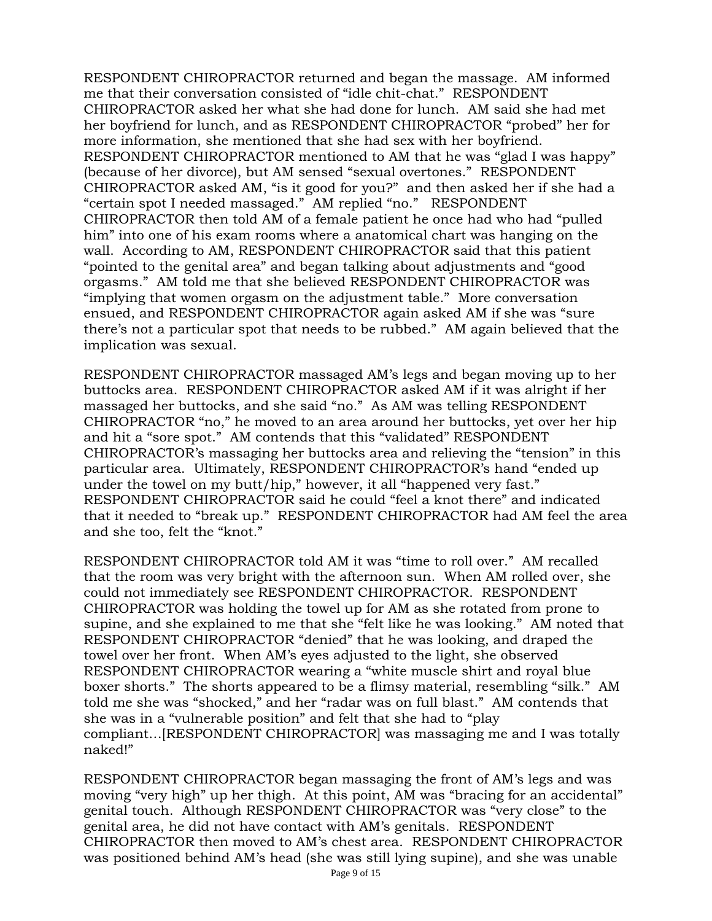RESPONDENT CHIROPRACTOR returned and began the massage. AM informed me that their conversation consisted of "idle chit-chat." RESPONDENT CHIROPRACTOR asked her what she had done for lunch. AM said she had met her boyfriend for lunch, and as RESPONDENT CHIROPRACTOR "probed" her for more information, she mentioned that she had sex with her boyfriend. RESPONDENT CHIROPRACTOR mentioned to AM that he was "glad I was happy" (because of her divorce), but AM sensed "sexual overtones." RESPONDENT CHIROPRACTOR asked AM, "is it good for you?" and then asked her if she had a "certain spot I needed massaged." AM replied "no." RESPONDENT CHIROPRACTOR then told AM of a female patient he once had who had "pulled him" into one of his exam rooms where a anatomical chart was hanging on the wall. According to AM, RESPONDENT CHIROPRACTOR said that this patient "pointed to the genital area" and began talking about adjustments and "good orgasms." AM told me that she believed RESPONDENT CHIROPRACTOR was "implying that women orgasm on the adjustment table." More conversation ensued, and RESPONDENT CHIROPRACTOR again asked AM if she was "sure there's not a particular spot that needs to be rubbed." AM again believed that the implication was sexual.

RESPONDENT CHIROPRACTOR massaged AM's legs and began moving up to her buttocks area. RESPONDENT CHIROPRACTOR asked AM if it was alright if her massaged her buttocks, and she said "no." As AM was telling RESPONDENT CHIROPRACTOR "no," he moved to an area around her buttocks, yet over her hip and hit a "sore spot." AM contends that this "validated" RESPONDENT CHIROPRACTOR's massaging her buttocks area and relieving the "tension" in this particular area. Ultimately, RESPONDENT CHIROPRACTOR's hand "ended up under the towel on my butt/hip," however, it all "happened very fast." RESPONDENT CHIROPRACTOR said he could "feel a knot there" and indicated that it needed to "break up." RESPONDENT CHIROPRACTOR had AM feel the area and she too, felt the "knot."

RESPONDENT CHIROPRACTOR told AM it was "time to roll over." AM recalled that the room was very bright with the afternoon sun. When AM rolled over, she could not immediately see RESPONDENT CHIROPRACTOR. RESPONDENT CHIROPRACTOR was holding the towel up for AM as she rotated from prone to supine, and she explained to me that she "felt like he was looking." AM noted that RESPONDENT CHIROPRACTOR "denied" that he was looking, and draped the towel over her front. When AM's eyes adjusted to the light, she observed RESPONDENT CHIROPRACTOR wearing a "white muscle shirt and royal blue boxer shorts." The shorts appeared to be a flimsy material, resembling "silk." AM told me she was "shocked," and her "radar was on full blast." AM contends that she was in a "vulnerable position" and felt that she had to "play compliant…[RESPONDENT CHIROPRACTOR] was massaging me and I was totally naked!"

RESPONDENT CHIROPRACTOR began massaging the front of AM's legs and was moving "very high" up her thigh. At this point, AM was "bracing for an accidental" genital touch. Although RESPONDENT CHIROPRACTOR was "very close" to the genital area, he did not have contact with AM's genitals. RESPONDENT CHIROPRACTOR then moved to AM's chest area. RESPONDENT CHIROPRACTOR was positioned behind AM's head (she was still lying supine), and she was unable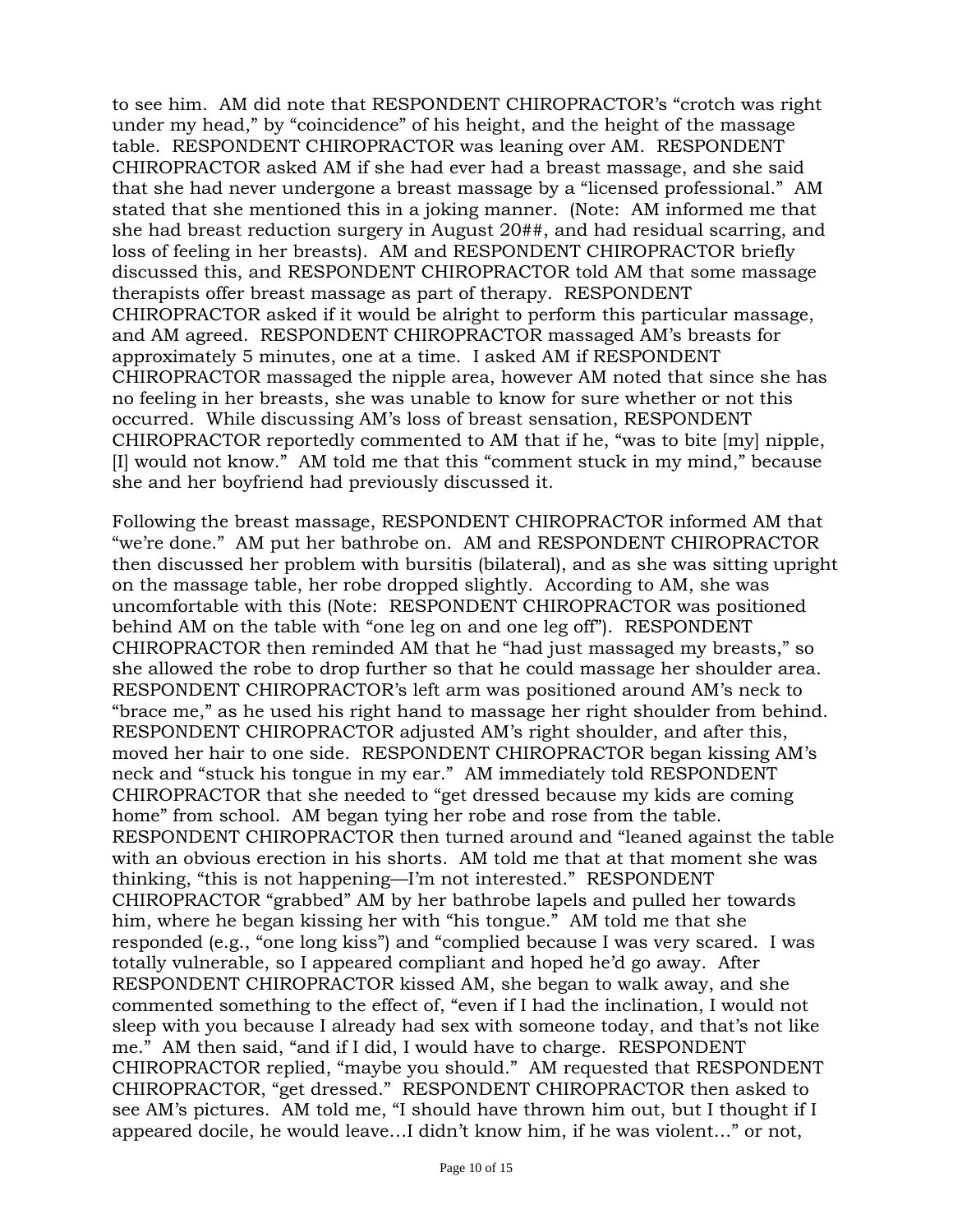to see him. AM did note that RESPONDENT CHIROPRACTOR's "crotch was right under my head," by "coincidence" of his height, and the height of the massage table. RESPONDENT CHIROPRACTOR was leaning over AM. RESPONDENT CHIROPRACTOR asked AM if she had ever had a breast massage, and she said that she had never undergone a breast massage by a "licensed professional." AM stated that she mentioned this in a joking manner. (Note: AM informed me that she had breast reduction surgery in August 20##, and had residual scarring, and loss of feeling in her breasts). AM and RESPONDENT CHIROPRACTOR briefly discussed this, and RESPONDENT CHIROPRACTOR told AM that some massage therapists offer breast massage as part of therapy. RESPONDENT CHIROPRACTOR asked if it would be alright to perform this particular massage, and AM agreed. RESPONDENT CHIROPRACTOR massaged AM's breasts for approximately 5 minutes, one at a time. I asked AM if RESPONDENT CHIROPRACTOR massaged the nipple area, however AM noted that since she has no feeling in her breasts, she was unable to know for sure whether or not this occurred. While discussing AM's loss of breast sensation, RESPONDENT CHIROPRACTOR reportedly commented to AM that if he, "was to bite [my] nipple, [I] would not know." AM told me that this "comment stuck in my mind," because she and her boyfriend had previously discussed it.

Following the breast massage, RESPONDENT CHIROPRACTOR informed AM that "we're done." AM put her bathrobe on. AM and RESPONDENT CHIROPRACTOR then discussed her problem with bursitis (bilateral), and as she was sitting upright on the massage table, her robe dropped slightly. According to AM, she was uncomfortable with this (Note: RESPONDENT CHIROPRACTOR was positioned behind AM on the table with "one leg on and one leg off"). RESPONDENT CHIROPRACTOR then reminded AM that he "had just massaged my breasts," so she allowed the robe to drop further so that he could massage her shoulder area. RESPONDENT CHIROPRACTOR's left arm was positioned around AM's neck to "brace me," as he used his right hand to massage her right shoulder from behind. RESPONDENT CHIROPRACTOR adjusted AM's right shoulder, and after this, moved her hair to one side. RESPONDENT CHIROPRACTOR began kissing AM's neck and "stuck his tongue in my ear." AM immediately told RESPONDENT CHIROPRACTOR that she needed to "get dressed because my kids are coming home" from school. AM began tying her robe and rose from the table. RESPONDENT CHIROPRACTOR then turned around and "leaned against the table with an obvious erection in his shorts. AM told me that at that moment she was thinking, "this is not happening—I'm not interested." RESPONDENT CHIROPRACTOR "grabbed" AM by her bathrobe lapels and pulled her towards him, where he began kissing her with "his tongue." AM told me that she responded (e.g., "one long kiss") and "complied because I was very scared. I was totally vulnerable, so I appeared compliant and hoped he'd go away. After RESPONDENT CHIROPRACTOR kissed AM, she began to walk away, and she commented something to the effect of, "even if I had the inclination, I would not sleep with you because I already had sex with someone today, and that's not like me." AM then said, "and if I did, I would have to charge. RESPONDENT CHIROPRACTOR replied, "maybe you should." AM requested that RESPONDENT CHIROPRACTOR, "get dressed." RESPONDENT CHIROPRACTOR then asked to see AM's pictures. AM told me, "I should have thrown him out, but I thought if I appeared docile, he would leave…I didn't know him, if he was violent…" or not,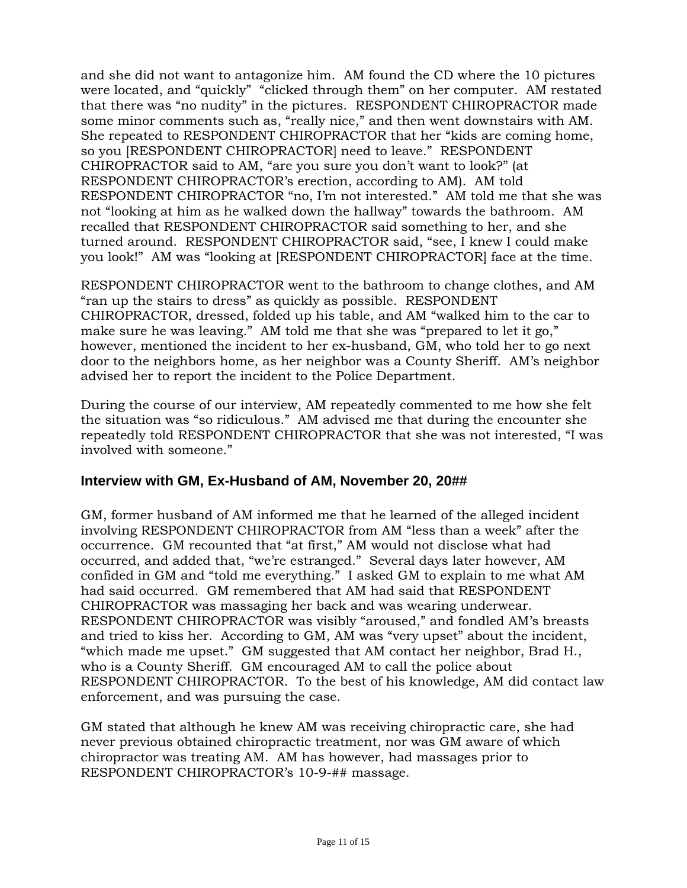and she did not want to antagonize him. AM found the CD where the 10 pictures were located, and "quickly" "clicked through them" on her computer. AM restated that there was "no nudity" in the pictures. RESPONDENT CHIROPRACTOR made some minor comments such as, "really nice," and then went downstairs with AM. She repeated to RESPONDENT CHIROPRACTOR that her "kids are coming home, so you [RESPONDENT CHIROPRACTOR] need to leave." RESPONDENT CHIROPRACTOR said to AM, "are you sure you don't want to look?" (at RESPONDENT CHIROPRACTOR's erection, according to AM). AM told RESPONDENT CHIROPRACTOR "no, I'm not interested." AM told me that she was not "looking at him as he walked down the hallway" towards the bathroom. AM recalled that RESPONDENT CHIROPRACTOR said something to her, and she turned around. RESPONDENT CHIROPRACTOR said, "see, I knew I could make you look!" AM was "looking at [RESPONDENT CHIROPRACTOR] face at the time.

RESPONDENT CHIROPRACTOR went to the bathroom to change clothes, and AM "ran up the stairs to dress" as quickly as possible. RESPONDENT CHIROPRACTOR, dressed, folded up his table, and AM "walked him to the car to make sure he was leaving." AM told me that she was "prepared to let it go," however, mentioned the incident to her ex-husband, GM, who told her to go next door to the neighbors home, as her neighbor was a County Sheriff. AM's neighbor advised her to report the incident to the Police Department.

During the course of our interview, AM repeatedly commented to me how she felt the situation was "so ridiculous." AM advised me that during the encounter she repeatedly told RESPONDENT CHIROPRACTOR that she was not interested, "I was involved with someone."

## Interview with GM, Ex-Husband of AM, November 20, 20##

GM, former husband of AM informed me that he learned of the alleged incident involving RESPONDENT CHIROPRACTOR from AM "less than a week" after the occurrence. GM recounted that "at first," AM would not disclose what had occurred, and added that, "we're estranged." Several days later however, AM confided in GM and "told me everything." I asked GM to explain to me what AM had said occurred. GM remembered that AM had said that RESPONDENT CHIROPRACTOR was massaging her back and was wearing underwear. RESPONDENT CHIROPRACTOR was visibly "aroused," and fondled AM's breasts and tried to kiss her. According to GM, AM was "very upset" about the incident, "which made me upset." GM suggested that AM contact her neighbor, Brad H., who is a County Sheriff. GM encouraged AM to call the police about RESPONDENT CHIROPRACTOR. To the best of his knowledge, AM did contact law enforcement, and was pursuing the case.

GM stated that although he knew AM was receiving chiropractic care, she had never previous obtained chiropractic treatment, nor was GM aware of which chiropractor was treating AM. AM has however, had massages prior to RESPONDENT CHIROPRACTOR's 10-9-## massage.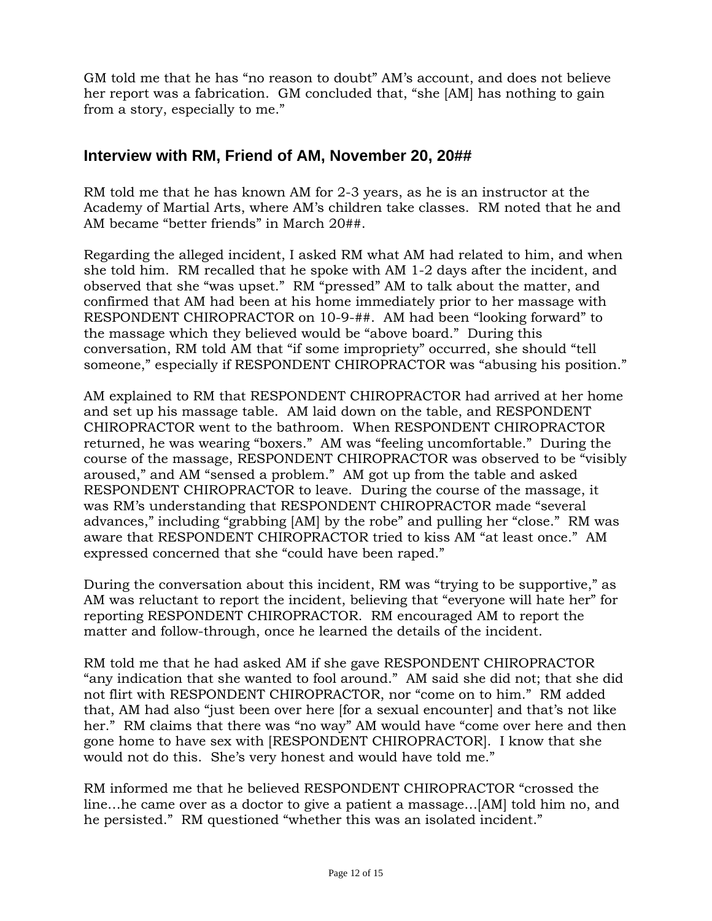GM told me that he has "no reason to doubt" AM's account, and does not believe her report was a fabrication. GM concluded that, "she [AM] has nothing to gain from a story, especially to me."

## Interview with RM, Friend of AM, November 20, 20##

RM told me that he has known AM for 2-3 years, as he is an instructor at the Academy of Martial Arts, where AM's children take classes. RM noted that he and AM became "better friends" in March 20##.

Regarding the alleged incident, I asked RM what AM had related to him, and when she told him. RM recalled that he spoke with AM 1-2 days after the incident, and observed that she "was upset." RM "pressed" AM to talk about the matter, and confirmed that AM had been at his home immediately prior to her massage with RESPONDENT CHIROPRACTOR on 10-9-##. AM had been "looking forward" to the massage which they believed would be "above board." During this conversation, RM told AM that "if some impropriety" occurred, she should "tell someone," especially if RESPONDENT CHIROPRACTOR was "abusing his position."

AM explained to RM that RESPONDENT CHIROPRACTOR had arrived at her home and set up his massage table. AM laid down on the table, and RESPONDENT CHIROPRACTOR went to the bathroom. When RESPONDENT CHIROPRACTOR returned, he was wearing "boxers." AM was "feeling uncomfortable." During the course of the massage, RESPONDENT CHIROPRACTOR was observed to be "visibly aroused," and AM "sensed a problem." AM got up from the table and asked RESPONDENT CHIROPRACTOR to leave. During the course of the massage, it was RM's understanding that RESPONDENT CHIROPRACTOR made "several advances," including "grabbing [AM] by the robe" and pulling her "close." RM was aware that RESPONDENT CHIROPRACTOR tried to kiss AM "at least once." AM expressed concerned that she "could have been raped."

During the conversation about this incident, RM was "trying to be supportive," as AM was reluctant to report the incident, believing that "everyone will hate her" for reporting RESPONDENT CHIROPRACTOR. RM encouraged AM to report the matter and follow-through, once he learned the details of the incident.

RM told me that he had asked AM if she gave RESPONDENT CHIROPRACTOR "any indication that she wanted to fool around." AM said she did not; that she did not flirt with RESPONDENT CHIROPRACTOR, nor "come on to him." RM added that, AM had also "just been over here [for a sexual encounter] and that's not like her." RM claims that there was "no way" AM would have "come over here and then gone home to have sex with [RESPONDENT CHIROPRACTOR]. I know that she would not do this. She's very honest and would have told me."

RM informed me that he believed RESPONDENT CHIROPRACTOR "crossed the line…he came over as a doctor to give a patient a massage…[AM] told him no, and he persisted." RM questioned "whether this was an isolated incident."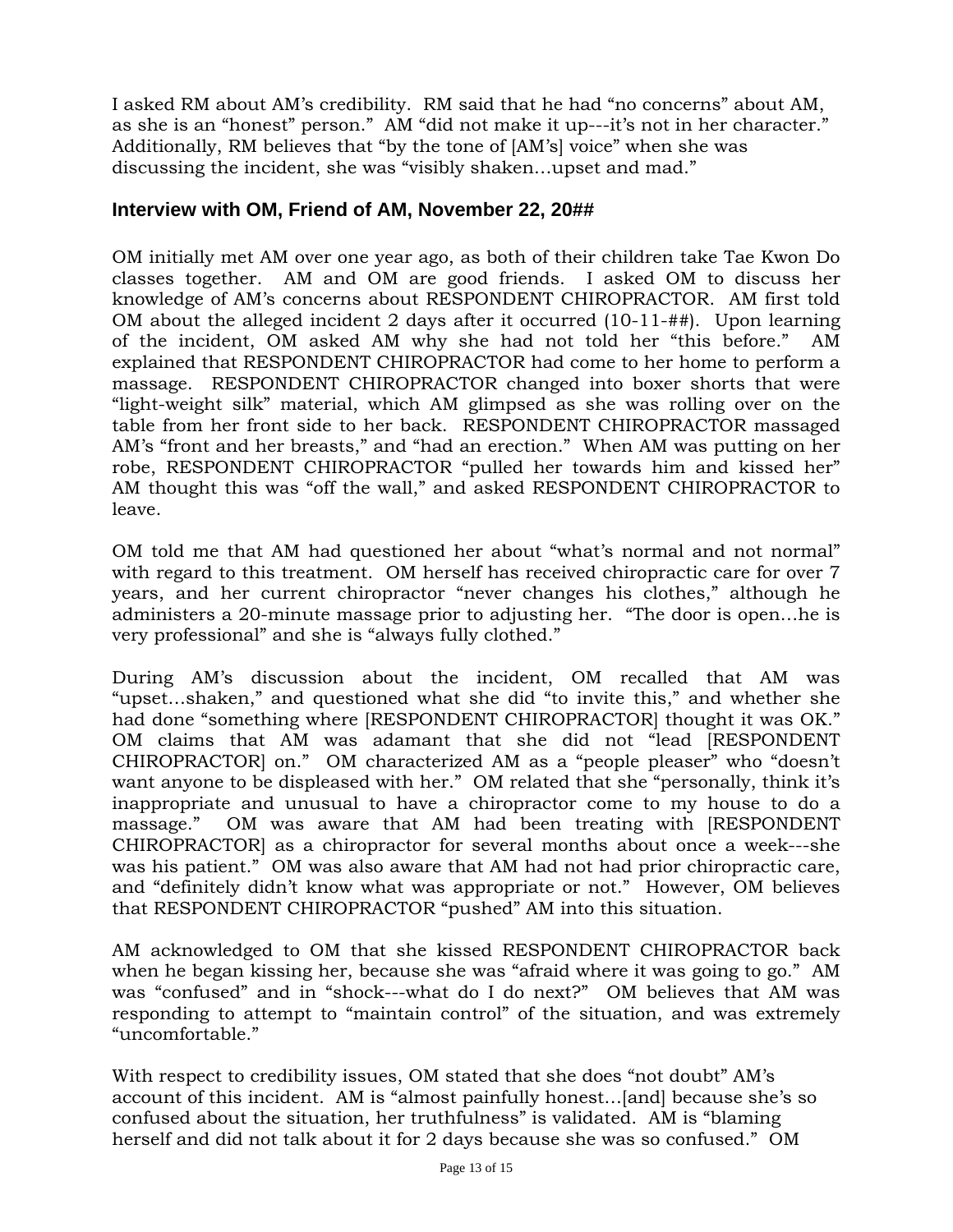I asked RM about AM's credibility. RM said that he had "no concerns" about AM, as she is an "honest" person." AM "did not make it up---it's not in her character." Additionally, RM believes that "by the tone of [AM's] voice" when she was discussing the incident, she was "visibly shaken…upset and mad."

### Interview with OM, Friend of AM, November 22, 20##

OM initially met AM over one year ago, as both of their children take Tae Kwon Do classes together. AM and OM are good friends. I asked OM to discuss her knowledge of AM's concerns about RESPONDENT CHIROPRACTOR. AM first told OM about the alleged incident 2 days after it occurred (10-11-##). Upon learning of the incident, OM asked AM why she had not told her "this before." AM explained that RESPONDENT CHIROPRACTOR had come to her home to perform a massage. RESPONDENT CHIROPRACTOR changed into boxer shorts that were "light-weight silk" material, which AM glimpsed as she was rolling over on the table from her front side to her back. RESPONDENT CHIROPRACTOR massaged AM's "front and her breasts," and "had an erection." When AM was putting on her robe, RESPONDENT CHIROPRACTOR "pulled her towards him and kissed her" AM thought this was "off the wall," and asked RESPONDENT CHIROPRACTOR to leave.

OM told me that AM had questioned her about "what's normal and not normal" with regard to this treatment. OM herself has received chiropractic care for over 7 years, and her current chiropractor "never changes his clothes," although he administers a 20-minute massage prior to adjusting her. "The door is open…he is very professional" and she is "always fully clothed."

During AM's discussion about the incident, OM recalled that AM was "upset…shaken," and questioned what she did "to invite this," and whether she had done "something where [RESPONDENT CHIROPRACTOR] thought it was OK." OM claims that AM was adamant that she did not "lead [RESPONDENT CHIROPRACTOR] on." OM characterized AM as a "people pleaser" who "doesn't want anyone to be displeased with her." OM related that she "personally, think it's inappropriate and unusual to have a chiropractor come to my house to do a massage." OM was aware that AM had been treating with [RESPONDENT CHIROPRACTOR] as a chiropractor for several months about once a week---she was his patient." OM was also aware that AM had not had prior chiropractic care, and "definitely didn't know what was appropriate or not." However, OM believes that RESPONDENT CHIROPRACTOR "pushed" AM into this situation.

AM acknowledged to OM that she kissed RESPONDENT CHIROPRACTOR back when he began kissing her, because she was "afraid where it was going to go." AM was "confused" and in "shock---what do I do next?" OM believes that AM was responding to attempt to "maintain control" of the situation, and was extremely "uncomfortable."

With respect to credibility issues, OM stated that she does "not doubt" AM's account of this incident. AM is "almost painfully honest…[and] because she's so confused about the situation, her truthfulness" is validated. AM is "blaming herself and did not talk about it for 2 days because she was so confused." OM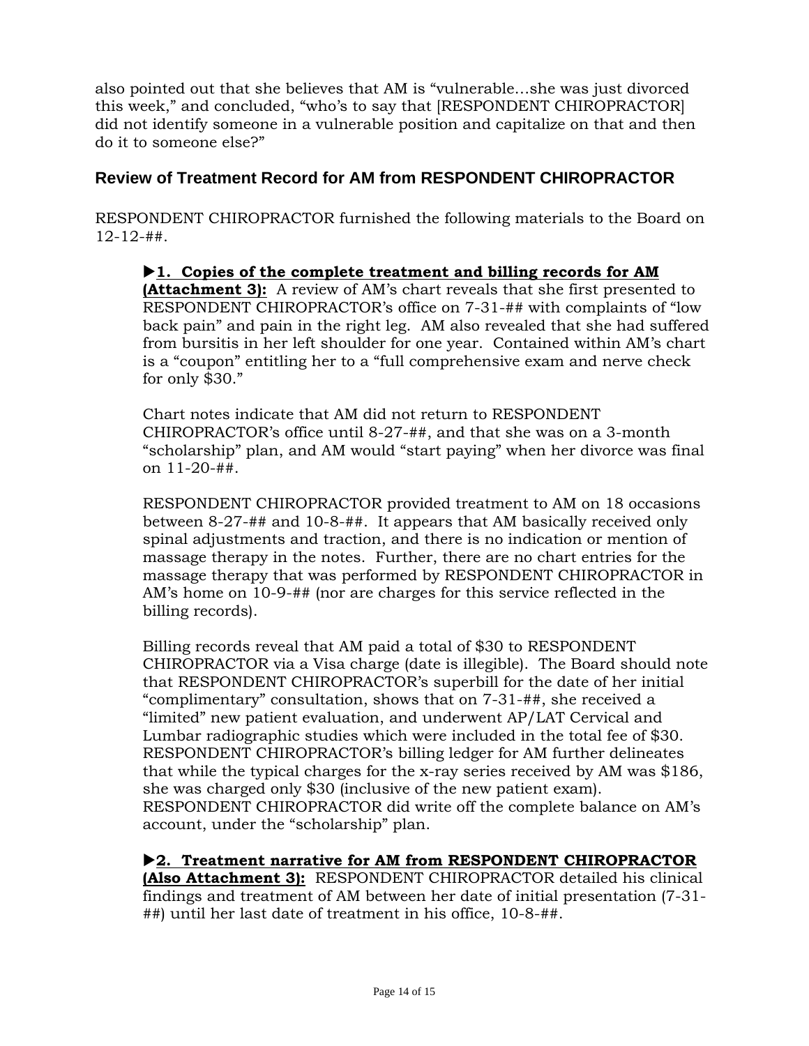also pointed out that she believes that AM is "vulnerable…she was just divorced this week," and concluded, "who's to say that [RESPONDENT CHIROPRACTOR] did not identify someone in a vulnerable position and capitalize on that and then do it to someone else?"

## Review of Treatment Record for AM from RESPONDENT CHIROPRACTOR

RESPONDENT CHIROPRACTOR furnished the following materials to the Board on 12-12-##.

**▶1. Copies of the complete treatment and billing records for AM (Attachment 3):** A review of AM's chart reveals that she first presented to RESPONDENT CHIROPRACTOR's office on 7-31-## with complaints of "low back pain" and pain in the right leg. AM also revealed that she had suffered from bursitis in her left shoulder for one year. Contained within AM's chart is a "coupon" entitling her to a "full comprehensive exam and nerve check for only $30."

Chart notes indicate that AM did not return to RESPONDENT CHIROPRACTOR's office until 8-27-##, and that she was on a 3-month "scholarship" plan, and AM would "start paying" when her divorce was final on 11-20-##.

RESPONDENT CHIROPRACTOR provided treatment to AM on 18 occasions between 8-27-## and 10-8-##. It appears that AM basically received only spinal adjustments and traction, and there is no indication or mention of massage therapy in the notes. Further, there are no chart entries for the massage therapy that was performed by RESPONDENT CHIROPRACTOR in AM's home on 10-9-## (nor are charges for this service reflected in the billing records).

Billing records reveal that AM paid a total of $30 to RESPONDENT CHIROPRACTOR via a Visa charge (date is illegible). The Board should note that RESPONDENT CHIROPRACTOR's superbill for the date of her initial "complimentary" consultation, shows that on 7-31-##, she received a "limited" new patient evaluation, and underwent AP/LAT Cervical and Lumbar radiographic studies which were included in the total fee of $30. RESPONDENT CHIROPRACTOR's billing ledger for AM further delineates that while the typical charges for the x-ray series received by AM was $186, she was charged only $30 (inclusive of the new patient exam). RESPONDENT CHIROPRACTOR did write off the complete balance on AM's account, under the "scholarship" plan.

**▶2. Treatment narrative for AM from RESPONDENT CHIROPRACTOR (Also Attachment 3):** RESPONDENT CHIROPRACTOR detailed his clinical findings and treatment of AM between her date of initial presentation (7-31-##) until her last date of treatment in his office, 10-8-##.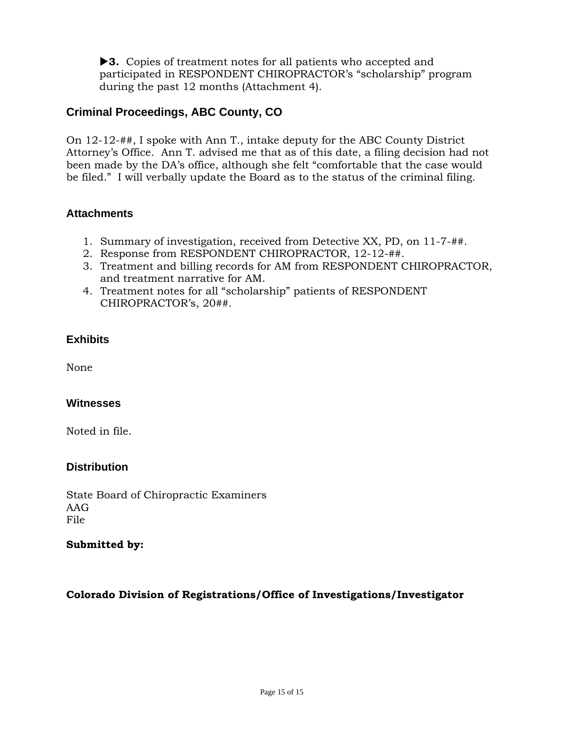▶**3.** Copies of treatment notes for all patients who accepted and participated in RESPONDENT CHIROPRACTOR's "scholarship" program during the past 12 months (Attachment 4).

## Criminal Proceedings, ABC County, CO

On 12-12-##, I spoke with Ann T., intake deputy for the ABC County District Attorney's Office. Ann T. advised me that as of this date, a filing decision had not been made by the DA's office, although she felt "comfortable that the case would be filed." I will verbally update the Board as to the status of the criminal filing.

### Attachments

1. Summary of investigation, received from Detective XX, PD, on 11-7-##.
2. Response from RESPONDENT CHIROPRACTOR, 12-12-##.
3. Treatment and billing records for AM from RESPONDENT CHIROPRACTOR, and treatment narrative for AM.
4. Treatment notes for all "scholarship" patients of RESPONDENT CHIROPRACTOR's, 20##.

### Exhibits

None

### Witnesses

Noted in file.

### Distribution

State Board of Chiropractic Examiners
AAG
File

**Submitted by:**

**Colorado Division of Registrations/Office of Investigations/Investigator**